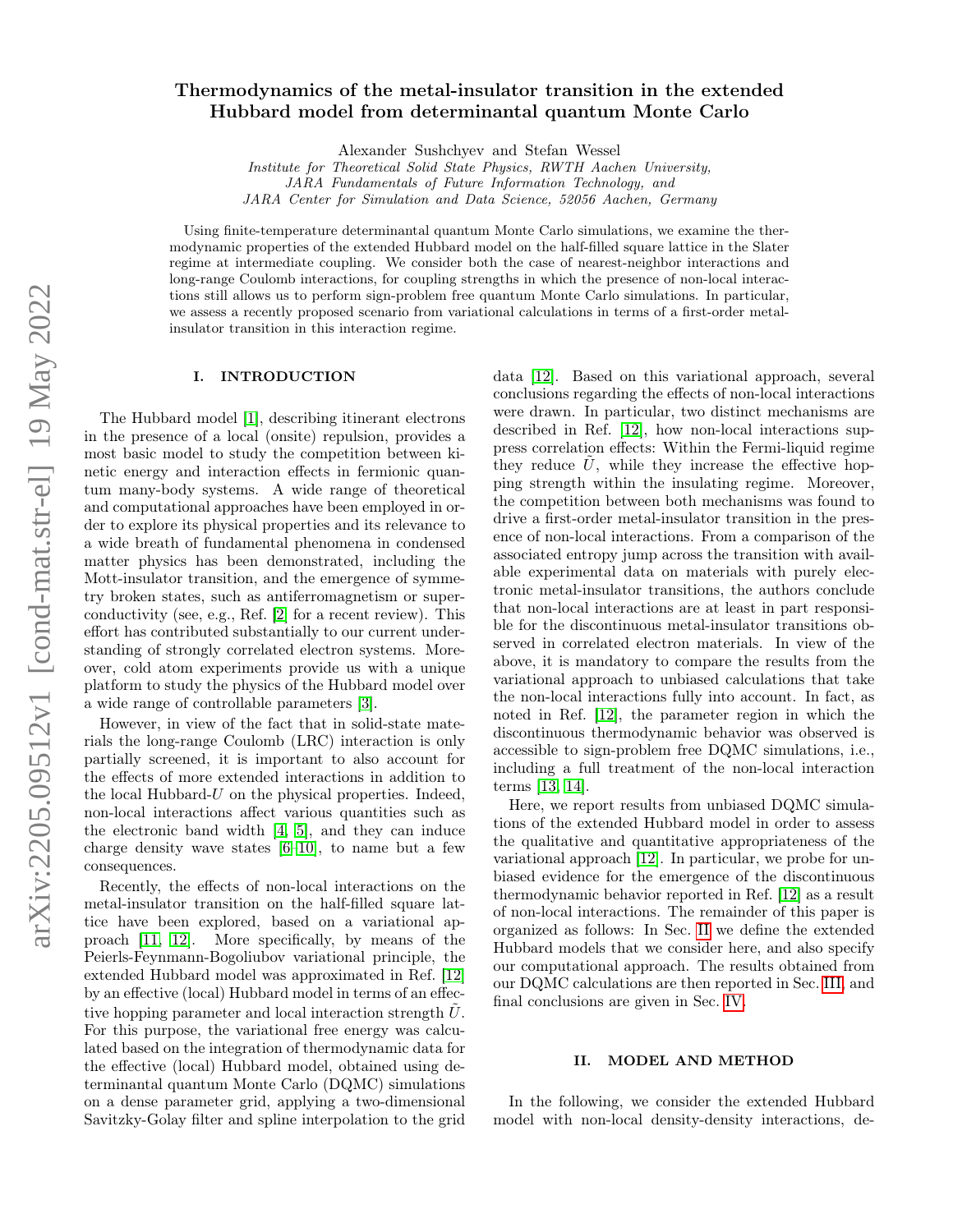# Thermodynamics of the metal-insulator transition in the extended Hubbard model from determinantal quantum Monte Carlo

Alexander Sushchyev and Stefan Wessel

*Institute for Theoretical Solid State Physics, RWTH Aachen University, JARA Fundamentals of Future Information Technology, and JARA Center for Simulation and Data Science, 52056 Aachen, Germany*

Using finite-temperature determinantal quantum Monte Carlo simulations, we examine the thermodynamic properties of the extended Hubbard model on the half-filled square lattice in the Slater regime at intermediate coupling. We consider both the case of nearest-neighbor interactions and long-range Coulomb interactions, for coupling strengths in which the presence of non-local interactions still allows us to perform sign-problem free quantum Monte Carlo simulations. In particular, we assess a recently proposed scenario from variational calculations in terms of a first-order metal-insulator transition in this interaction regime.

## I. INTRODUCTION

The Hubbard model [1], describing itinerant electrons in the presence of a local (onsite) repulsion, provides a most basic model to study the competition between kinetic energy and interaction effects in fermionic quantum many-body systems. A wide range of theoretical and computational approaches have been employed in order to explore its physical properties and its relevance to a wide breath of fundamental phenomena in condensed matter physics has been demonstrated, including the Mott-insulator transition, and the emergence of symmetry broken states, such as antiferromagnetism or superconductivity (see, e.g., Ref. [2] for a recent review). This effort has contributed substantially to our current understanding of strongly correlated electron systems. Moreover, cold atom experiments provide us with a unique platform to study the physics of the Hubbard model over a wide range of controllable parameters [3].

However, in view of the fact that in solid-state materials the long-range Coulomb (LRC) interaction is only partially screened, it is important to also account for the effects of more extended interactions in addition to the local Hubbard-$U$ on the physical properties. Indeed, non-local interactions affect various quantities such as the electronic band width [4, 5], and they can induce charge density wave states [6–10], to name but a few consequences.

Recently, the effects of non-local interactions on the metal-insulator transition on the half-filled square lattice have been explored, based on a variational approach [11, 12]. More specifically, by means of the Peierls-Feynmann-Bogoliubov variational principle, the extended Hubbard model was approximated in Ref. [12] by an effective (local) Hubbard model in terms of an effective hopping parameter and local interaction strength $\tilde{U}$. For this purpose, the variational free energy was calculated based on the integration of thermodynamic data for the effective (local) Hubbard model, obtained using determinantal quantum Monte Carlo (DQMC) simulations on a dense parameter grid, applying a two-dimensional Savitzky-Golay filter and spline interpolation to the grid data [12]. Based on this variational approach, several conclusions regarding the effects of non-local interactions were drawn. In particular, two distinct mechanisms are described in Ref. [12], how non-local interactions suppress correlation effects: Within the Fermi-liquid regime they reduce $\tilde{U}$, while they increase the effective hopping strength within the insulating regime. Moreover, the competition between both mechanisms was found to drive a first-order metal-insulator transition in the presence of non-local interactions. From a comparison of the associated entropy jump across the transition with available experimental data on materials with purely electronic metal-insulator transitions, the authors conclude that non-local interactions are at least in part responsible for the discontinuous metal-insulator transitions observed in correlated electron materials. In view of the above, it is mandatory to compare the results from the variational approach to unbiased calculations that take the non-local interactions fully into account. In fact, as noted in Ref. [12], the parameter region in which the discontinuous thermodynamic behavior was observed is accessible to sign-problem free DQMC simulations, i.e., including a full treatment of the non-local interaction terms [13, 14].

Here, we report results from unbiased DQMC simulations of the extended Hubbard model in order to assess the qualitative and quantitative appropriateness of the variational approach [12]. In particular, we probe for unbiased evidence for the emergence of the discontinuous thermodynamic behavior reported in Ref. [12] as a result of non-local interactions. The remainder of this paper is organized as follows: In Sec. II we define the extended Hubbard models that we consider here, and also specify our computational approach. The results obtained from our DQMC calculations are then reported in Sec. III, and final conclusions are given in Sec. IV.

## II. MODEL AND METHOD

In the following, we consider the extended Hubbard model with non-local density-density interactions, de-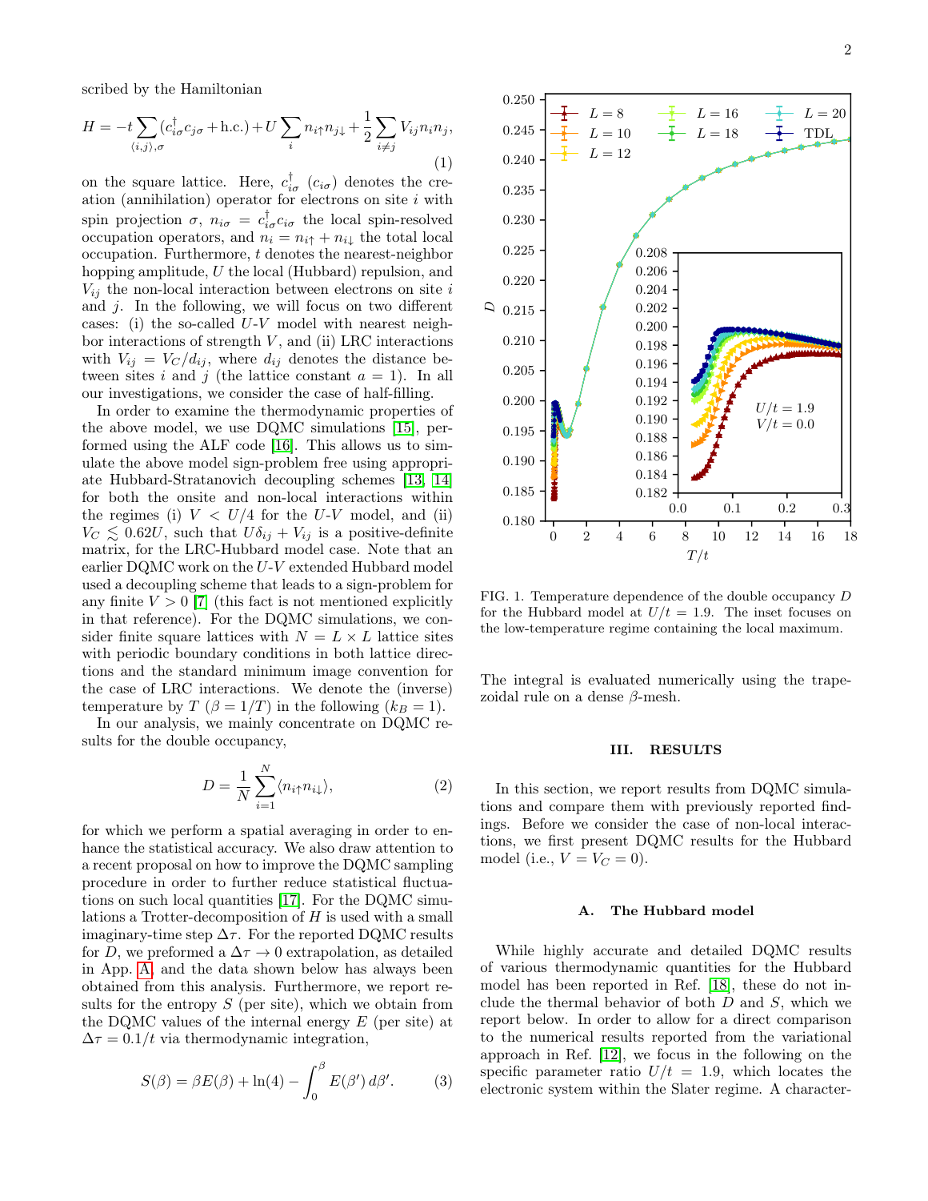scribed by the Hamiltonian

$$H = -t \sum_{\langle i,j \rangle, \sigma} (c^\dagger_{i\sigma} c_{j\sigma} + \text{h.c.}) + U \sum_i n_{i\uparrow} n_{j\downarrow} + \frac{1}{2} \sum_{i \neq j} V_{ij} n_i n_j, \tag{1}$$

on the square lattice. Here, $c^\dagger_{i\sigma}$ ($c_{i\sigma}$) denotes the creation (annihilation) operator for electrons on site $i$ with spin projection $\sigma$, $n_{i\sigma} = c^\dagger_{i\sigma} c_{i\sigma}$ the local spin-resolved occupation operators, and $n_i = n_{i\uparrow} + n_{i\downarrow}$ the total local occupation. Furthermore, $t$ denotes the nearest-neighbor hopping amplitude, $U$ the local (Hubbard) repulsion, and $V_{ij}$ the non-local interaction between electrons on site $i$ and $j$. In the following, we will focus on two different cases: (i) the so-called $U$-$V$ model with nearest neighbor interactions of strength $V$, and (ii) LRC interactions with $V_{ij} = V_C/d_{ij}$, where $d_{ij}$ denotes the distance between sites $i$ and $j$ (the lattice constant $a = 1$). In all our investigations, we consider the case of half-filling.

In order to examine the thermodynamic properties of the above model, we use DQMC simulations [15], performed using the ALF code [16]. This allows us to simulate the above model sign-problem free using appropriate Hubbard-Stratanovich decoupling schemes [13, 14] for both the onsite and non-local interactions within the regimes (i) $V < U/4$ for the $U$-$V$ model, and (ii) $V_C \lesssim 0.62U$, such that $U\delta_{ij} + V_{ij}$ is a positive-definite matrix, for the LRC-Hubbard model case. Note that an earlier DQMC work on the $U$-$V$ extended Hubbard model used a decoupling scheme that leads to a sign-problem for any finite $V > 0$ [7] (this fact is not mentioned explicitly in that reference). For the DQMC simulations, we consider finite square lattices with $N = L \times L$ lattice sites with periodic boundary conditions in both lattice directions and the standard minimum image convention for the case of LRC interactions. We denote the (inverse) temperature by $T$ ($\beta = 1/T$) in the following ($k_B = 1$).

In our analysis, we mainly concentrate on DQMC results for the double occupancy,

$$D = \frac{1}{N} \sum_{i=1}^{N} \langle n_{i\uparrow} n_{i\downarrow} \rangle, \tag{2}$$

for which we perform a spatial averaging in order to enhance the statistical accuracy. We also draw attention to a recent proposal on how to improve the DQMC sampling procedure in order to further reduce statistical fluctuations on such local quantities [17]. For the DQMC simulations a Trotter-decomposition of $H$ is used with a small imaginary-time step $\Delta\tau$. For the reported DQMC results for $D$, we preformed a $\Delta\tau \to 0$ extrapolation, as detailed in App. A, and the data shown below has always been obtained from this analysis. Furthermore, we report results for the entropy $S$ (per site), which we obtain from the DQMC values of the internal energy $E$ (per site) at $\Delta\tau = 0.1/t$ via thermodynamic integration,

$$S(\beta) = \beta E(\beta) + \ln(4) - \int_0^\beta E(\beta')\, d\beta'. \tag{3}$$

The integral is evaluated numerically using the trapezoidal rule on a dense $\beta$-mesh.

L = 8
L = 10
L = 12
L = 16
L = 18
L = 20
TDL
U/t = 1.9
V/t = 0.0
D
T/t

FIG. 1. Temperature dependence of the double occupancy $D$ for the Hubbard model at $U/t = 1.9$. The inset focuses on the low-temperature regime containing the local maximum.

## III. RESULTS

In this section, we report results from DQMC simulations and compare them with previously reported findings. Before we consider the case of non-local interactions, we first present DQMC results for the Hubbard model (i.e., $V = V_C = 0$).

### A. The Hubbard model

While highly accurate and detailed DQMC results of various thermodynamic quantities for the Hubbard model has been reported in Ref. [18], these do not include the thermal behavior of both $D$ and $S$, which we report below. In order to allow for a direct comparison to the numerical results reported from the variational approach in Ref. [12], we focus in the following on the specific parameter ratio $U/t = 1.9$, which locates the electronic system within the Slater regime. A character-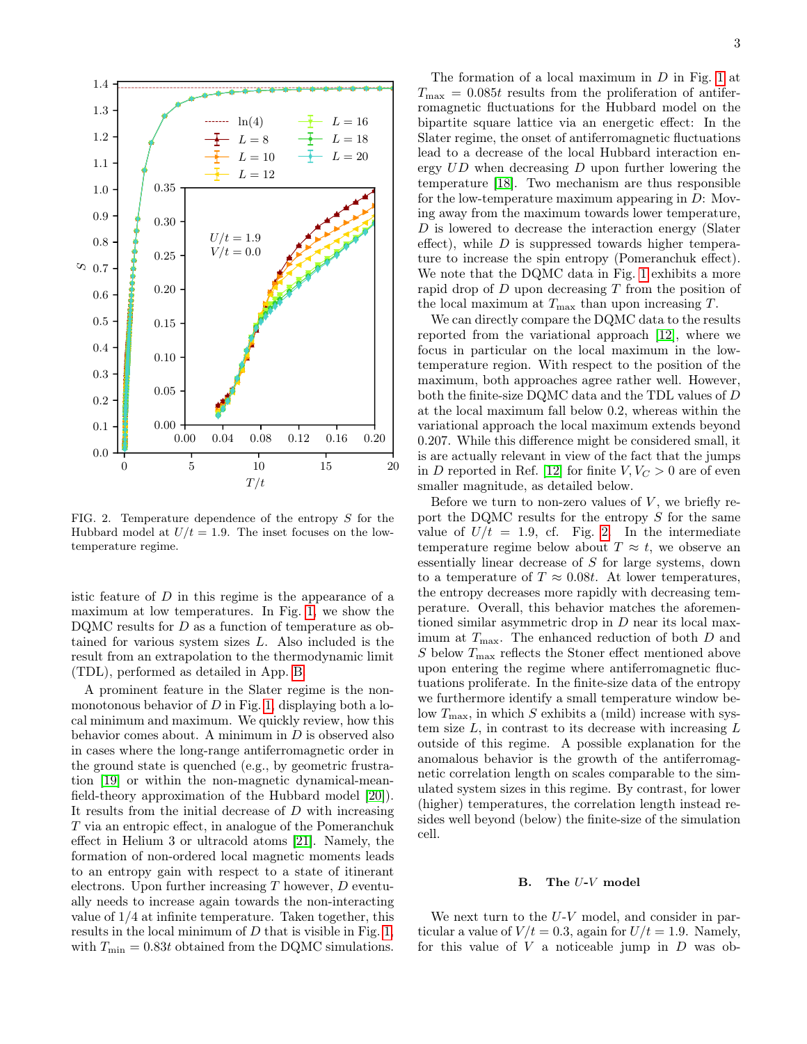1.4
1.3
1.2
1.1
1.0
0.9
0.8
0.7
0.6
0.5
0.4
0.3
0.2
0.1
0.0

$S$

0 5 10 15 20

$T/t$

ln(4)
$L = 8$
$L = 10$
$L = 12$
$L = 16$
$L = 18$
$L = 20$

0.35
0.30
0.25
0.20
0.15
0.10
0.05
0.00

0.00 0.04 0.08 0.12 0.16 0.20

$U/t = 1.9$
$V/t = 0.0$

FIG. 2. Temperature dependence of the entropy $S$ for the Hubbard model at $U/t = 1.9$. The inset focuses on the low-temperature regime.

istic feature of $D$ in this regime is the appearance of a maximum at low temperatures. In Fig. 1, we show the DQMC results for $D$ as a function of temperature as obtained for various system sizes $L$. Also included is the result from an extrapolation to the thermodynamic limit (TDL), performed as detailed in App. B.

A prominent feature in the Slater regime is the non-monotonous behavior of $D$ in Fig. 1, displaying both a local minimum and maximum. We quickly review, how this behavior comes about. A minimum in $D$ is observed also in cases where the long-range antiferromagnetic order in the ground state is quenched (e.g., by geometric frustration [19] or within the non-magnetic dynamical-mean-field-theory approximation of the Hubbard model [20]). It results from the initial decrease of $D$ with increasing $T$ via an entropic effect, in analogue of the Pomeranchuk effect in Helium 3 or ultracold atoms [21]. Namely, the formation of non-ordered local magnetic moments leads to an entropy gain with respect to a state of itinerant electrons. Upon further increasing $T$ however, $D$ eventually needs to increase again towards the non-interacting value of 1/4 at infinite temperature. Taken together, this results in the local minimum of $D$ that is visible in Fig. 1, with $T_{\min} = 0.83t$ obtained from the DQMC simulations.

The formation of a local maximum in $D$ in Fig. 1 at $T_{\max} = 0.085t$ results from the proliferation of antiferromagnetic fluctuations for the Hubbard model on the bipartite square lattice via an energetic effect: In the Slater regime, the onset of antiferromagnetic fluctuations lead to a decrease of the local Hubbard interaction energy $UD$ when decreasing $D$ upon further lowering the temperature [18]. Two mechanism are thus responsible for the low-temperature maximum appearing in $D$: Moving away from the maximum towards lower temperature, $D$ is lowered to decrease the interaction energy (Slater effect), while $D$ is suppressed towards higher temperature to increase the spin entropy (Pomeranchuk effect). We note that the DQMC data in Fig. 1 exhibits a more rapid drop of $D$ upon decreasing $T$ from the position of the local maximum at $T_{\max}$ than upon increasing $T$.

We can directly compare the DQMC data to the results reported from the variational approach [12], where we focus in particular on the local maximum in the low-temperature region. With respect to the position of the maximum, both approaches agree rather well. However, both the finite-size DQMC data and the TDL values of $D$ at the local maximum fall below 0.2, whereas within the variational approach the local maximum extends beyond 0.207. While this difference might be considered small, it is are actually relevant in view of the fact that the jumps in $D$ reported in Ref. [12] for finite $V, V_C > 0$ are of even smaller magnitude, as detailed below.

Before we turn to non-zero values of $V$, we briefly report the DQMC results for the entropy $S$ for the same value of $U/t = 1.9$, cf. Fig. 2. In the intermediate temperature regime below about $T \approx t$, we observe an essentially linear decrease of $S$ for large systems, down to a temperature of $T \approx 0.08t$. At lower temperatures, the entropy decreases more rapidly with decreasing temperature. Overall, this behavior matches the aforementioned similar asymmetric drop in $D$ near its local maximum at $T_{\max}$. The enhanced reduction of both $D$ and $S$ below $T_{\max}$ reflects the Stoner effect mentioned above upon entering the regime where antiferromagnetic fluctuations proliferate. In the finite-size data of the entropy we furthermore identify a small temperature window below $T_{\max}$, in which $S$ exhibits a (mild) increase with system size $L$, in contrast to its decrease with increasing $L$ outside of this regime. A possible explanation for the anomalous behavior is the growth of the antiferromagnetic correlation length on scales comparable to the simulated system sizes in this regime. By contrast, for lower (higher) temperatures, the correlation length instead resides well beyond (below) the finite-size of the simulation cell.

### B. The $U$-$V$ model

We next turn to the $U$-$V$ model, and consider in particular a value of $V/t = 0.3$, again for $U/t = 1.9$. Namely, for this value of $V$ a noticeable jump in $D$ was ob-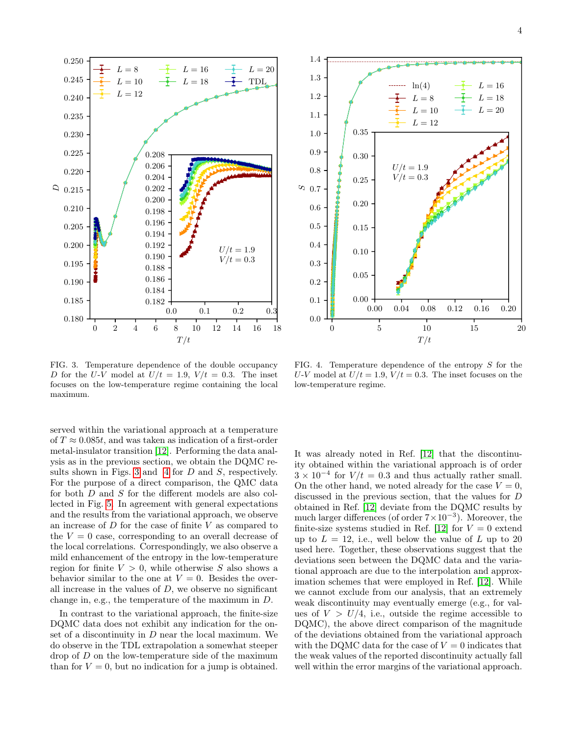$D$

0.250
0.245
0.240
0.235
0.230
0.225
0.220
0.215
0.210
0.205
0.200
0.195
0.190
0.185
0.180

0 2 4 6 8 10 12 14 16 18

$T/t$

$L = 8$
$L = 10$
$L = 12$
$L = 16$
$L = 18$
$L = 20$
TDL

0.208
0.206
0.204
0.202
0.200
0.198
0.196
0.194
0.192
0.190
0.188
0.186
0.184
0.182

0.0 0.1 0.2 0.3

$U/t = 1.9$
$V/t = 0.3$

FIG. 3. Temperature dependence of the double occupancy $D$ for the $U$-$V$ model at $U/t = 1.9$, $V/t = 0.3$. The inset focuses on the low-temperature regime containing the local maximum.

$S$

1.4
1.3
1.2
1.1
1.0
0.9
0.8
0.7
0.6
0.5
0.4
0.3
0.2
0.1
0.0

0 5 10 15 20

$T/t$

ln(4)
$L = 8$
$L = 10$
$L = 12$
$L = 16$
$L = 18$
$L = 20$

0.35
0.30
0.25
0.20
0.15
0.10
0.05
0.00

0.00 0.04 0.08 0.12 0.16 0.20

$U/t = 1.9$
$V/t = 0.3$

FIG. 4. Temperature dependence of the entropy $S$ for the $U$-$V$ model at $U/t = 1.9$, $V/t = 0.3$. The inset focuses on the low-temperature regime.

served within the variational approach at a temperature of $T \approx 0.085t$, and was taken as indication of a first-order metal-insulator transition [12]. Performing the data analysis as in the previous section, we obtain the DQMC results shown in Figs. 3 and 4 for $D$ and $S$, respectively. For the purpose of a direct comparison, the QMC data for both $D$ and $S$ for the different models are also collected in Fig. 5. In agreement with general expectations and the results from the variational approach, we observe an increase of $D$ for the case of finite $V$ as compared to the $V = 0$ case, corresponding to an overall decrease of the local correlations. Correspondingly, we also observe a mild enhancement of the entropy in the low-temperature region for finite $V > 0$, while otherwise $S$ also shows a behavior similar to the one at $V = 0$. Besides the overall increase in the values of $D$, we observe no significant change in, e.g., the temperature of the maximum in $D$.

In contrast to the variational approach, the finite-size DQMC data does not exhibit any indication for the onset of a discontinuity in $D$ near the local maximum. We do observe in the TDL extrapolation a somewhat steeper drop of $D$ on the low-temperature side of the maximum than for $V = 0$, but no indication for a jump is obtained. It was already noted in Ref. [12] that the discontinuity obtained within the variational approach is of order $3 \times 10^{-4}$ for $V/t = 0.3$ and thus actually rather small. On the other hand, we noted already for the case $V = 0$, discussed in the previous section, that the values for $D$ obtained in Ref. [12] deviate from the DQMC results by much larger differences (of order $7 \times 10^{-3}$). Moreover, the finite-size systems studied in Ref. [12] for $V = 0$ extend up to $L = 12$, i.e., well below the value of $L$ up to 20 used here. Together, these observations suggest that the deviations seen between the DQMC data and the variational approach are due to the interpolation and approximation schemes that were employed in Ref. [12]. While we cannot exclude from our analysis, that an extremely weak discontinuity may eventually emerge (e.g., for values of $V > U/4$, i.e., outside the regime accessible to DQMC), the above direct comparison of the magnitude of the deviations obtained from the variational approach with the DQMC data for the case of $V = 0$ indicates that the weak values of the reported discontinuity actually fall well within the error margins of the variational approach.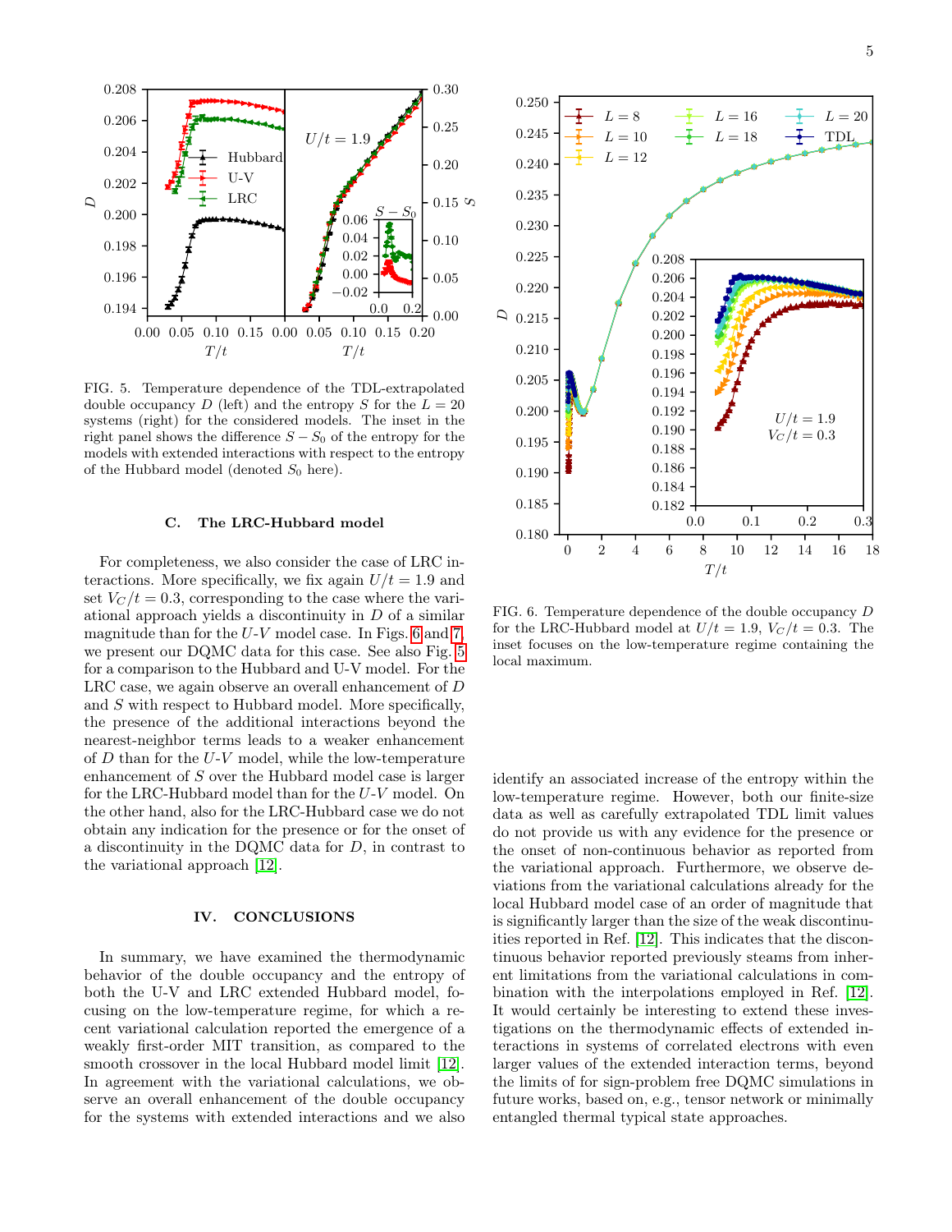0.208
0.206
0.204
0.202
0.200
0.198
0.196
0.194
$D$
0.00 0.05 0.10 0.15
$T/t$
Hubbard
U-V
LRC
$U/t = 1.9$
0.00 0.05 0.10 0.15 0.20
$T/t$
0.30
0.25
0.20
0.15
0.10
0.05
0.00
$S$
$S - S_0$
0.06
0.04
0.02
0.00
−0.02
0.0 0.2

FIG. 5. Temperature dependence of the TDL-extrapolated double occupancy $D$ (left) and the entropy $S$ for the $L = 20$ systems (right) for the considered models. The inset in the right panel shows the difference $S - S_0$ of the entropy for the models with extended interactions with respect to the entropy of the Hubbard model (denoted $S_0$ here).

### C. The LRC-Hubbard model

For completeness, we also consider the case of LRC interactions. More specifically, we fix again $U/t = 1.9$ and set $V_C/t = 0.3$, corresponding to the case where the variational approach yields a discontinuity in $D$ of a similar magnitude than for the $U$-$V$ model case. In Figs. 6 and 7, we present our DQMC data for this case. See also Fig. 5 for a comparison to the Hubbard and U-V model. For the LRC case, we again observe an overall enhancement of $D$ and $S$ with respect to Hubbard model. More specifically, the presence of the additional interactions beyond the nearest-neighbor terms leads to a weaker enhancement of $D$ than for the $U$-$V$ model, while the low-temperature enhancement of $S$ over the Hubbard model case is larger for the LRC-Hubbard model than for the $U$-$V$ model. On the other hand, also for the LRC-Hubbard case we do not obtain any indication for the presence or for the onset of a discontinuity in the DQMC data for $D$, in contrast to the variational approach [12].

## IV. CONCLUSIONS

In summary, we have examined the thermodynamic behavior of the double occupancy and the entropy of both the U-V and LRC extended Hubbard model, focusing on the low-temperature regime, for which a recent variational calculation reported the emergence of a weakly first-order MIT transition, as compared to the smooth crossover in the local Hubbard model limit [12]. In agreement with the variational calculations, we observe an overall enhancement of the double occupancy for the systems with extended interactions and we also

0.250
0.245
0.240
0.235
0.230
0.225
0.220
0.215
0.210
0.205
0.200
0.195
0.190
0.185
0.180
$D$
0 2 4 6 8 10 12 14 16 18
$T/t$
$L = 8$
$L = 10$
$L = 12$
$L = 16$
$L = 18$
$L = 20$
TDL
0.208
0.206
0.204
0.202
0.200
0.198
0.196
0.194
0.192
0.190
0.188
0.186
0.184
0.182
0.0 0.1 0.2 0.3
$U/t = 1.9$
$V_C/t = 0.3$

FIG. 6. Temperature dependence of the double occupancy $D$ for the LRC-Hubbard model at $U/t = 1.9$, $V_C/t = 0.3$. The inset focuses on the low-temperature regime containing the local maximum.

identify an associated increase of the entropy within the low-temperature regime. However, both our finite-size data as well as carefully extrapolated TDL limit values do not provide us with any evidence for the presence or the onset of non-continuous behavior as reported from the variational approach. Furthermore, we observe deviations from the variational calculations already for the local Hubbard model case of an order of magnitude that is significantly larger than the size of the weak discontinuities reported in Ref. [12]. This indicates that the discontinuous behavior reported previously steams from inherent limitations from the variational calculations in combination with the interpolations employed in Ref. [12]. It would certainly be interesting to extend these investigations on the thermodynamic effects of extended interactions in systems of correlated electrons with even larger values of the extended interaction terms, beyond the limits of for sign-problem free DQMC simulations in future works, based on, e.g., tensor network or minimally entangled thermal typical state approaches.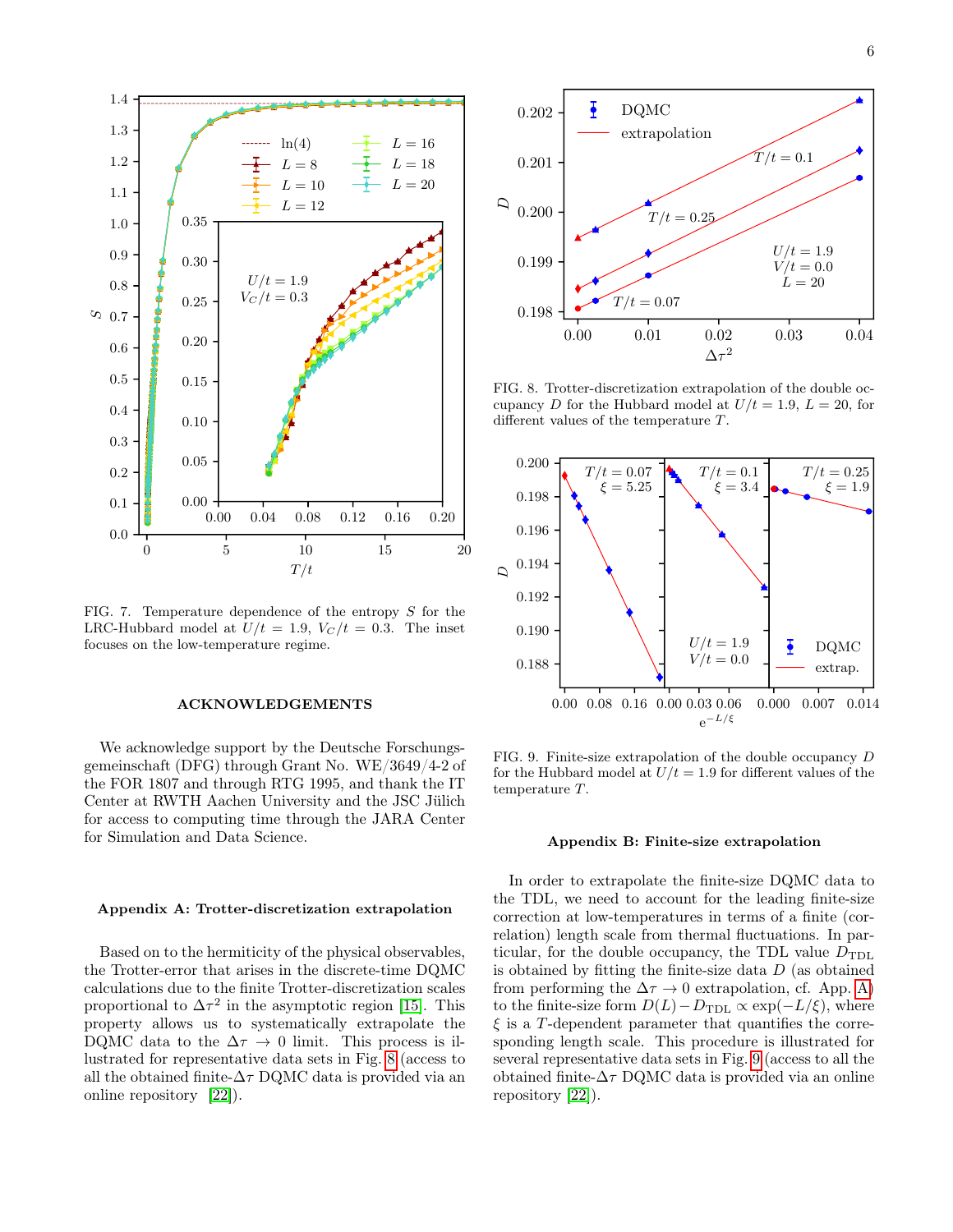FIG. 7. Temperature dependence of the entropy $S$ for the LRC-Hubbard model at $U/t = 1.9$, $V_C/t = 0.3$. The inset focuses on the low-temperature regime.

FIG. 8. Trotter-discretization extrapolation of the double occupancy $D$ for the Hubbard model at $U/t = 1.9$, $L = 20$, for different values of the temperature $T$.

FIG. 9. Finite-size extrapolation of the double occupancy $D$ for the Hubbard model at $U/t = 1.9$ for different values of the temperature $T$.

## ACKNOWLEDGEMENTS

We acknowledge support by the Deutsche Forschungsgemeinschaft (DFG) through Grant No. WE/3649/4-2 of the FOR 1807 and through RTG 1995, and thank the IT Center at RWTH Aachen University and the JSC Jülich for access to computing time through the JARA Center for Simulation and Data Science.

## Appendix A: Trotter-discretization extrapolation

Based on to the hermiticity of the physical observables, the Trotter-error that arises in the discrete-time DQMC calculations due to the finite Trotter-discretization scales proportional to $\Delta\tau^2$ in the asymptotic region [15]. This property allows us to systematically extrapolate the DQMC data to the $\Delta\tau \to 0$ limit. This process is illustrated for representative data sets in Fig. 8 (access to all the obtained finite-$\Delta\tau$ DQMC data is provided via an online repository [22]).

## Appendix B: Finite-size extrapolation

In order to extrapolate the finite-size DQMC data to the TDL, we need to account for the leading finite-size correction at low-temperatures in terms of a finite (correlation) length scale from thermal fluctuations. In particular, for the double occupancy, the TDL value $D_{\text{TDL}}$ is obtained by fitting the finite-size data $D$ (as obtained from performing the $\Delta\tau \to 0$ extrapolation, cf. App. A) to the finite-size form $D(L) - D_{\text{TDL}} \propto \exp(-L/\xi)$, where $\xi$ is a $T$-dependent parameter that quantifies the corresponding length scale. This procedure is illustrated for several representative data sets in Fig. 9 (access to all the obtained finite-$\Delta\tau$ DQMC data is provided via an online repository [22]).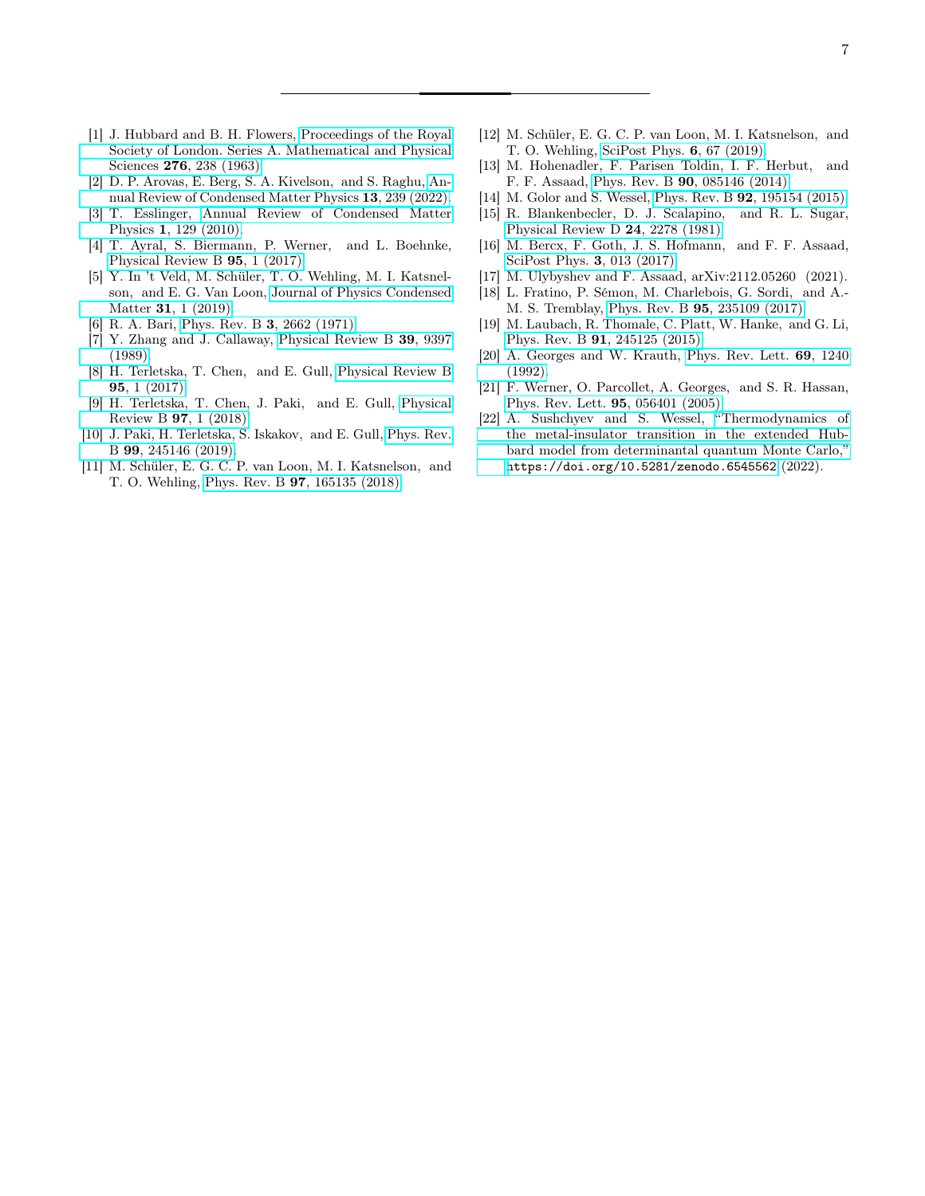[1] J. Hubbard and B. H. Flowers, Proceedings of the Royal Society of London. Series A. Mathematical and Physical Sciences **276**, 238 (1963).

[2] D. P. Arovas, E. Berg, S. A. Kivelson, and S. Raghu, Annual Review of Condensed Matter Physics **13**, 239 (2022).

[3] T. Esslinger, Annual Review of Condensed Matter Physics **1**, 129 (2010).

[4] T. Ayral, S. Biermann, P. Werner, and L. Boehnke, Physical Review B **95**, 1 (2017).

[5] Y. In 't Veld, M. Schüler, T. O. Wehling, M. I. Katsnelson, and E. G. Van Loon, Journal of Physics Condensed Matter **31**, 1 (2019).

[6] R. A. Bari, Phys. Rev. B **3**, 2662 (1971).

[7] Y. Zhang and J. Callaway, Physical Review B **39**, 9397 (1989).

[8] H. Terletska, T. Chen, and E. Gull, Physical Review B **95**, 1 (2017).

[9] H. Terletska, T. Chen, J. Paki, and E. Gull, Physical Review B **97**, 1 (2018).

[10] J. Paki, H. Terletska, S. Iskakov, and E. Gull, Phys. Rev. B **99**, 245146 (2019).

[11] M. Schüler, E. G. C. P. van Loon, M. I. Katsnelson, and T. O. Wehling, Phys. Rev. B **97**, 165135 (2018).

[12] M. Schüler, E. G. C. P. van Loon, M. I. Katsnelson, and T. O. Wehling, SciPost Phys. **6**, 67 (2019).

[13] M. Hohenadler, F. Parisen Toldin, I. F. Herbut, and F. F. Assaad, Phys. Rev. B **90**, 085146 (2014).

[14] M. Golor and S. Wessel, Phys. Rev. B **92**, 195154 (2015).

[15] R. Blankenbecler, D. J. Scalapino, and R. L. Sugar, Physical Review D **24**, 2278 (1981).

[16] M. Bercx, F. Goth, J. S. Hofmann, and F. F. Assaad, SciPost Phys. **3**, 013 (2017).

[17] M. Ulybyshev and F. Assaad, arXiv:2112.05260 (2021).

[18] L. Fratino, P. Sémon, M. Charlebois, G. Sordi, and A.-M. S. Tremblay, Phys. Rev. B **95**, 235109 (2017).

[19] M. Laubach, R. Thomale, C. Platt, W. Hanke, and G. Li, Phys. Rev. B **91**, 245125 (2015).

[20] A. Georges and W. Krauth, Phys. Rev. Lett. **69**, 1240 (1992).

[21] F. Werner, O. Parcollet, A. Georges, and S. R. Hassan, Phys. Rev. Lett. **95**, 056401 (2005).

[22] A. Sushchyev and S. Wessel, "Thermodynamics of the metal-insulator transition in the extended Hubbard model from determinantal quantum Monte Carlo," https://doi.org/10.5281/zenodo.6545562 (2022).